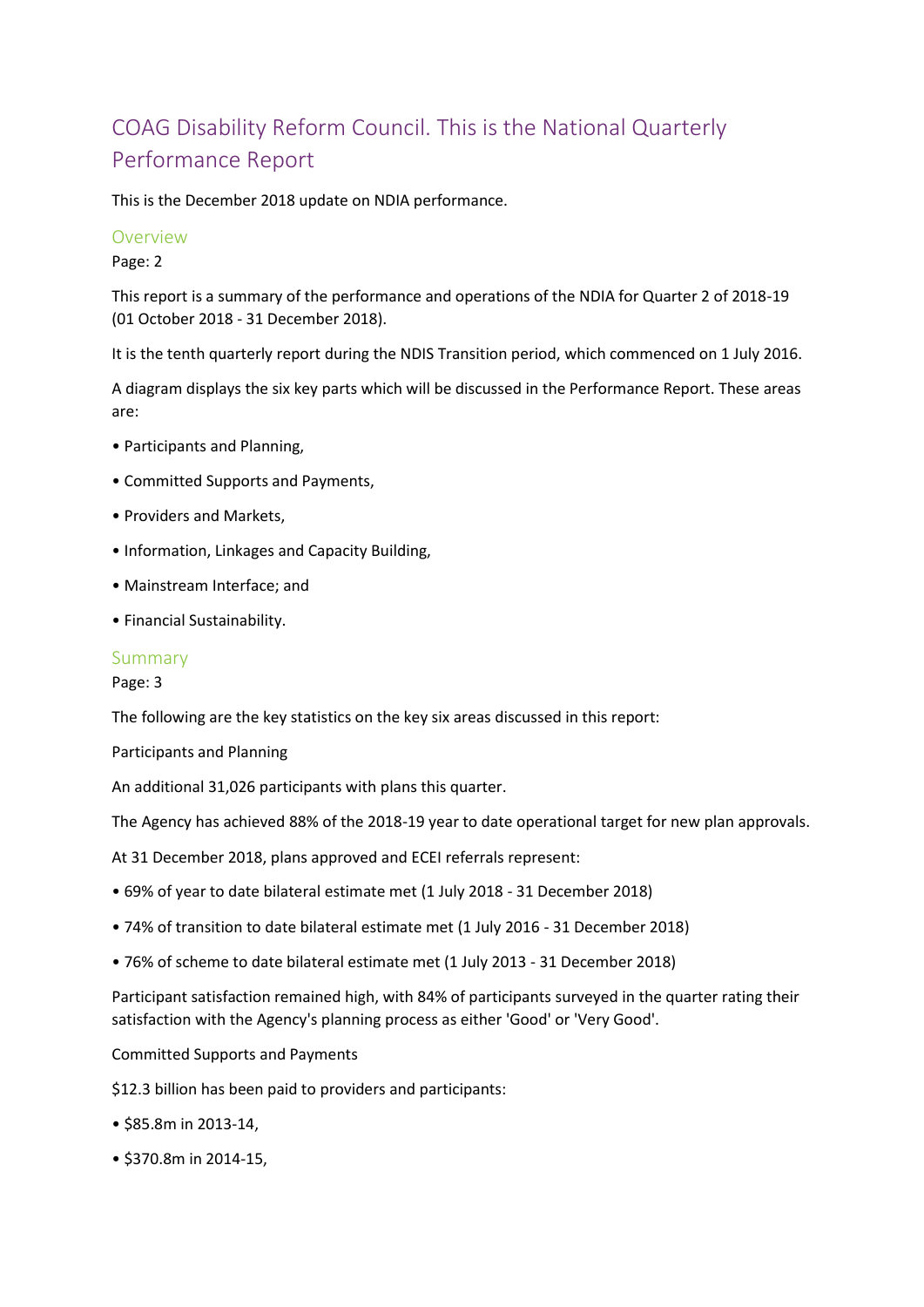# COAG Disability Reform Council. This is the National Quarterly Performance Report

This is the December 2018 update on NDIA performance.

## Overview

Page: 2

This report is a summary of the performance and operations of the NDIA for Quarter 2 of 2018-19 (01 October 2018 - 31 December 2018).

It is the tenth quarterly report during the NDIS Transition period, which commenced on 1 July 2016.

A diagram displays the six key parts which will be discussed in the Performance Report. These areas are:

• Participants and Planning,

• Committed Supports and Payments,

• Providers and Markets,

• Information, Linkages and Capacity Building,

• Mainstream Interface; and

• Financial Sustainability.

## Summary

Page: 3

The following are the key statistics on the key six areas discussed in this report:

Participants and Planning

An additional 31,026 participants with plans this quarter.

The Agency has achieved 88% of the 2018-19 year to date operational target for new plan approvals.

At 31 December 2018, plans approved and ECEI referrals represent:

• 69% of year to date bilateral estimate met (1 July 2018 - 31 December 2018)

• 74% of transition to date bilateral estimate met (1 July 2016 - 31 December 2018)

• 76% of scheme to date bilateral estimate met (1 July 2013 - 31 December 2018)

Participant satisfaction remained high, with 84% of participants surveyed in the quarter rating their satisfaction with the Agency's planning process as either 'Good' or 'Very Good'.

Committed Supports and Payments

$12.3 billion has been paid to providers and participants:

• $85.8m in 2013-14,

• $370.8m in 2014-15,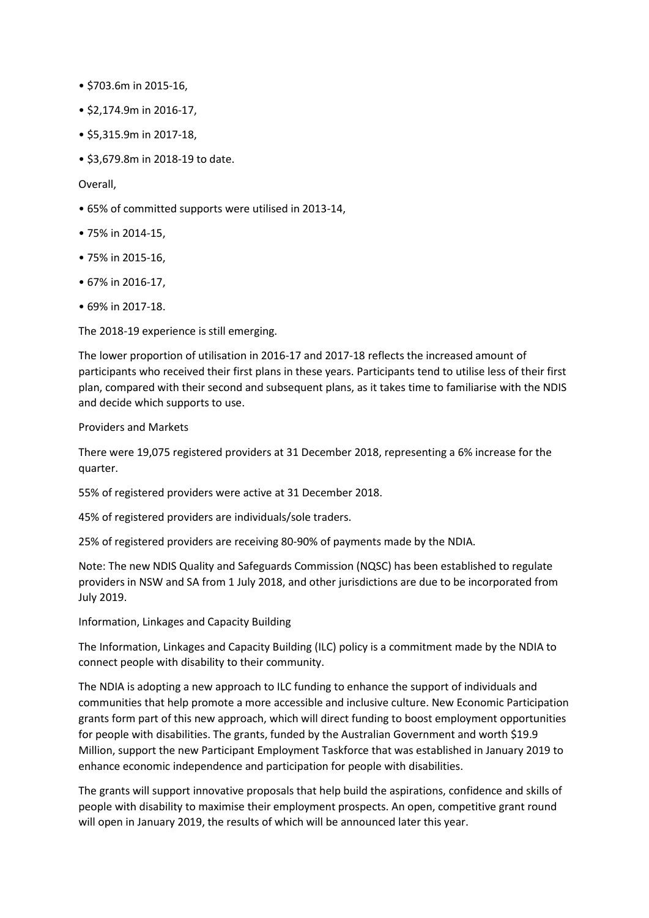- $703.6m in 2015-16,
- $2,174.9m in 2016-17,
- $5,315.9m in 2017-18,
- $3,679.8m in 2018-19 to date.

Overall,

- 65% of committed supports were utilised in 2013-14,
- 75% in 2014-15,
- 75% in 2015-16,
- 67% in 2016-17,
- 69% in 2017-18.

The 2018-19 experience is still emerging.

The lower proportion of utilisation in 2016-17 and 2017-18 reflects the increased amount of participants who received their first plans in these years. Participants tend to utilise less of their first plan, compared with their second and subsequent plans, as it takes time to familiarise with the NDIS and decide which supports to use.

## Providers and Markets

There were 19,075 registered providers at 31 December 2018, representing a 6% increase for the quarter.

55% of registered providers were active at 31 December 2018.

45% of registered providers are individuals/sole traders.

25% of registered providers are receiving 80-90% of payments made by the NDIA.

Note: The new NDIS Quality and Safeguards Commission (NQSC) has been established to regulate providers in NSW and SA from 1 July 2018, and other jurisdictions are due to be incorporated from July 2019.

## Information, Linkages and Capacity Building

The Information, Linkages and Capacity Building (ILC) policy is a commitment made by the NDIA to connect people with disability to their community.

The NDIA is adopting a new approach to ILC funding to enhance the support of individuals and communities that help promote a more accessible and inclusive culture. New Economic Participation grants form part of this new approach, which will direct funding to boost employment opportunities for people with disabilities. The grants, funded by the Australian Government and worth $19.9 Million, support the new Participant Employment Taskforce that was established in January 2019 to enhance economic independence and participation for people with disabilities.

The grants will support innovative proposals that help build the aspirations, confidence and skills of people with disability to maximise their employment prospects. An open, competitive grant round will open in January 2019, the results of which will be announced later this year.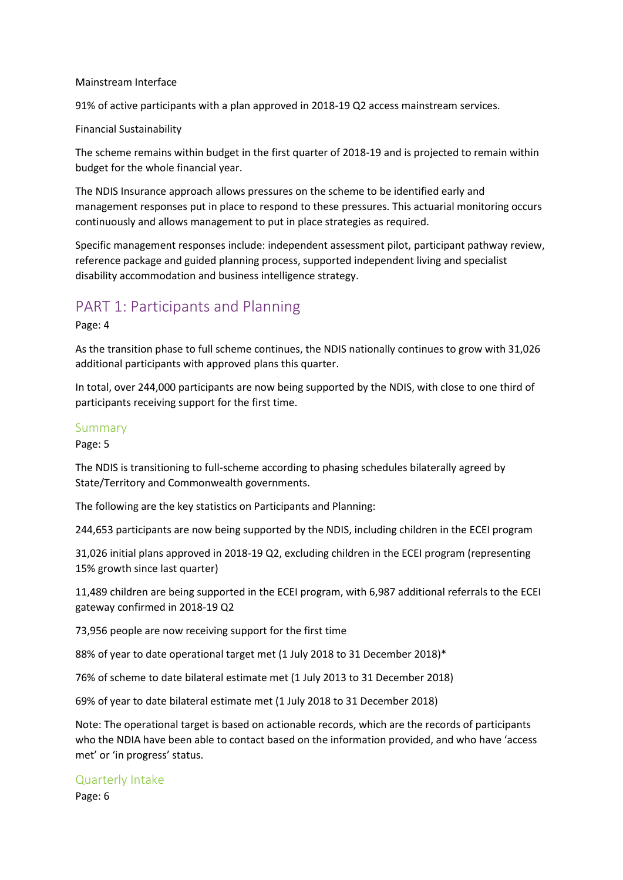Mainstream Interface

91% of active participants with a plan approved in 2018-19 Q2 access mainstream services.

Financial Sustainability

The scheme remains within budget in the first quarter of 2018-19 and is projected to remain within budget for the whole financial year.

The NDIS Insurance approach allows pressures on the scheme to be identified early and management responses put in place to respond to these pressures. This actuarial monitoring occurs continuously and allows management to put in place strategies as required.

Specific management responses include: independent assessment pilot, participant pathway review, reference package and guided planning process, supported independent living and specialist disability accommodation and business intelligence strategy.

# PART 1: Participants and Planning

Page: 4

As the transition phase to full scheme continues, the NDIS nationally continues to grow with 31,026 additional participants with approved plans this quarter.

In total, over 244,000 participants are now being supported by the NDIS, with close to one third of participants receiving support for the first time.

## Summary

Page: 5

The NDIS is transitioning to full-scheme according to phasing schedules bilaterally agreed by State/Territory and Commonwealth governments.

The following are the key statistics on Participants and Planning:

244,653 participants are now being supported by the NDIS, including children in the ECEI program

31,026 initial plans approved in 2018-19 Q2, excluding children in the ECEI program (representing 15% growth since last quarter)

11,489 children are being supported in the ECEI program, with 6,987 additional referrals to the ECEI gateway confirmed in 2018-19 Q2

73,956 people are now receiving support for the first time

88% of year to date operational target met (1 July 2018 to 31 December 2018)*

76% of scheme to date bilateral estimate met (1 July 2013 to 31 December 2018)

69% of year to date bilateral estimate met (1 July 2018 to 31 December 2018)

Note: The operational target is based on actionable records, which are the records of participants who the NDIA have been able to contact based on the information provided, and who have 'access met' or 'in progress' status.

## Quarterly Intake

Page: 6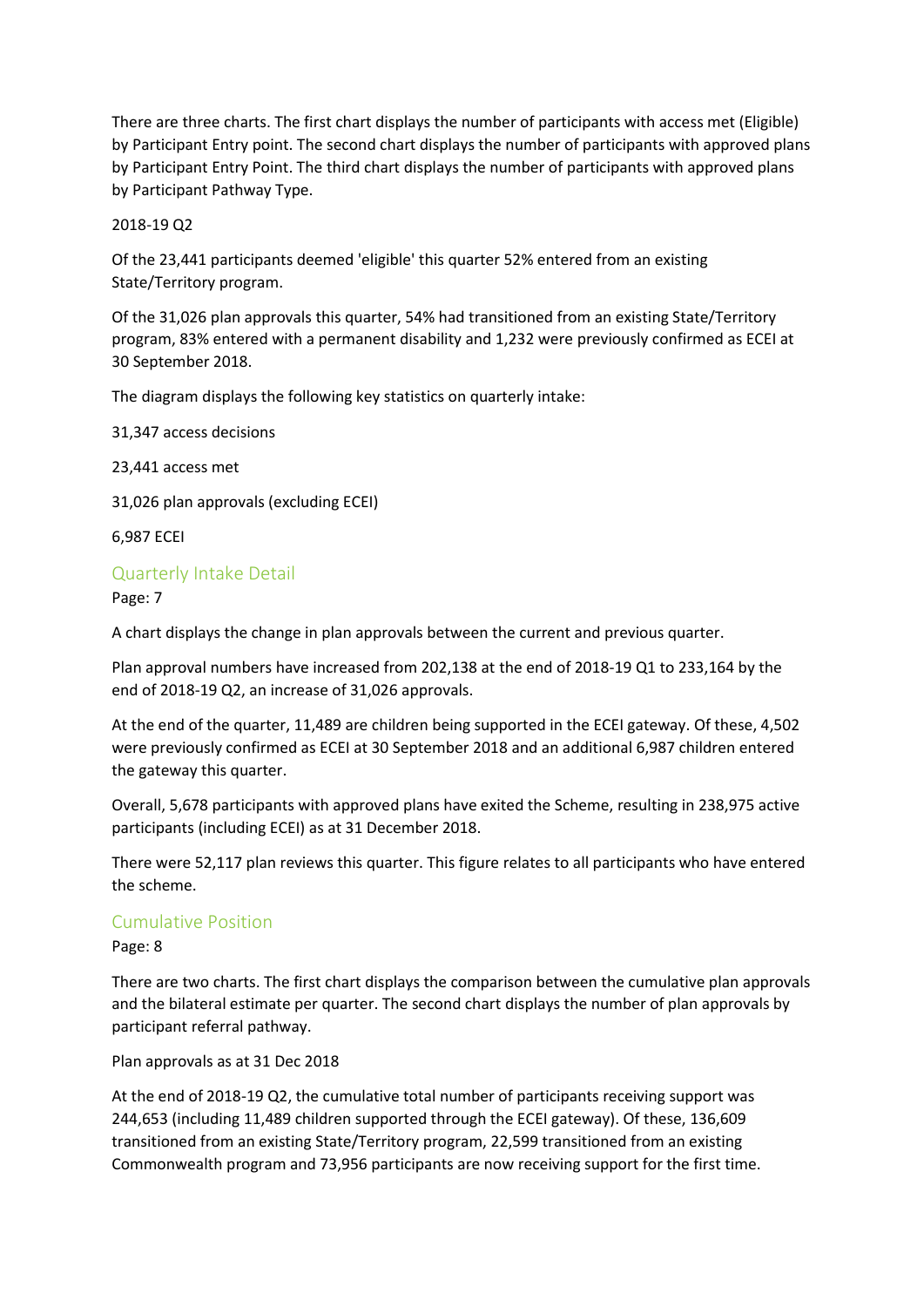There are three charts. The first chart displays the number of participants with access met (Eligible) by Participant Entry point. The second chart displays the number of participants with approved plans by Participant Entry Point. The third chart displays the number of participants with approved plans by Participant Pathway Type.

2018-19 Q2

Of the 23,441 participants deemed 'eligible' this quarter 52% entered from an existing State/Territory program.

Of the 31,026 plan approvals this quarter, 54% had transitioned from an existing State/Territory program, 83% entered with a permanent disability and 1,232 were previously confirmed as ECEI at 30 September 2018.

The diagram displays the following key statistics on quarterly intake:

31,347 access decisions

23,441 access met

31,026 plan approvals (excluding ECEI)

6,987 ECEI

## Quarterly Intake Detail

Page: 7

A chart displays the change in plan approvals between the current and previous quarter.

Plan approval numbers have increased from 202,138 at the end of 2018-19 Q1 to 233,164 by the end of 2018-19 Q2, an increase of 31,026 approvals.

At the end of the quarter, 11,489 are children being supported in the ECEI gateway. Of these, 4,502 were previously confirmed as ECEI at 30 September 2018 and an additional 6,987 children entered the gateway this quarter.

Overall, 5,678 participants with approved plans have exited the Scheme, resulting in 238,975 active participants (including ECEI) as at 31 December 2018.

There were 52,117 plan reviews this quarter. This figure relates to all participants who have entered the scheme.

## Cumulative Position

Page: 8

There are two charts. The first chart displays the comparison between the cumulative plan approvals and the bilateral estimate per quarter. The second chart displays the number of plan approvals by participant referral pathway.

Plan approvals as at 31 Dec 2018

At the end of 2018-19 Q2, the cumulative total number of participants receiving support was 244,653 (including 11,489 children supported through the ECEI gateway). Of these, 136,609 transitioned from an existing State/Territory program, 22,599 transitioned from an existing Commonwealth program and 73,956 participants are now receiving support for the first time.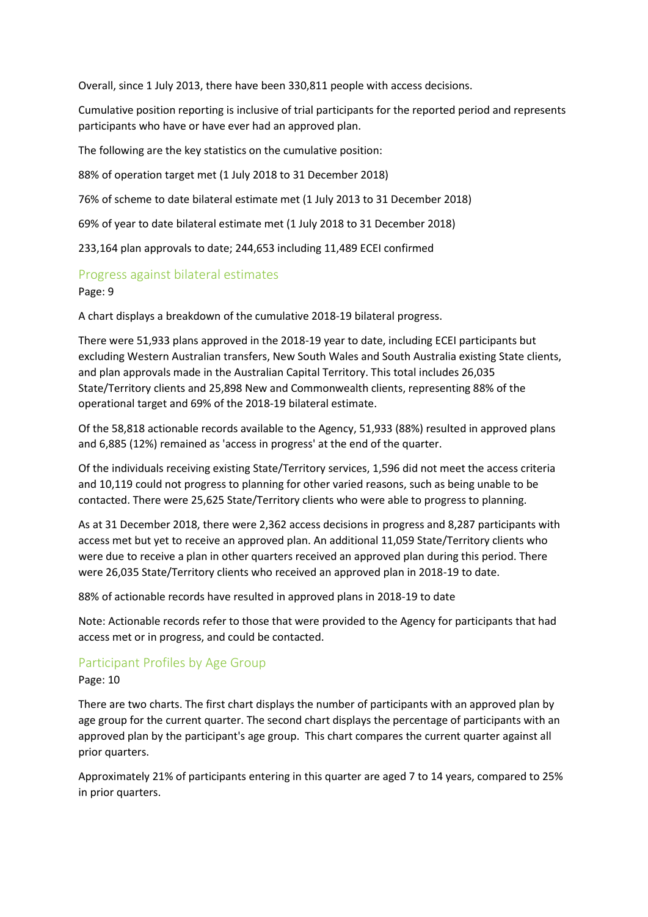Overall, since 1 July 2013, there have been 330,811 people with access decisions.

Cumulative position reporting is inclusive of trial participants for the reported period and represents participants who have or have ever had an approved plan.

The following are the key statistics on the cumulative position:

88% of operation target met (1 July 2018 to 31 December 2018)

76% of scheme to date bilateral estimate met (1 July 2013 to 31 December 2018)

69% of year to date bilateral estimate met (1 July 2018 to 31 December 2018)

233,164 plan approvals to date; 244,653 including 11,489 ECEI confirmed

## Progress against bilateral estimates

Page: 9

A chart displays a breakdown of the cumulative 2018-19 bilateral progress.

There were 51,933 plans approved in the 2018-19 year to date, including ECEI participants but excluding Western Australian transfers, New South Wales and South Australia existing State clients, and plan approvals made in the Australian Capital Territory. This total includes 26,035 State/Territory clients and 25,898 New and Commonwealth clients, representing 88% of the operational target and 69% of the 2018-19 bilateral estimate.

Of the 58,818 actionable records available to the Agency, 51,933 (88%) resulted in approved plans and 6,885 (12%) remained as 'access in progress' at the end of the quarter.

Of the individuals receiving existing State/Territory services, 1,596 did not meet the access criteria and 10,119 could not progress to planning for other varied reasons, such as being unable to be contacted. There were 25,625 State/Territory clients who were able to progress to planning.

As at 31 December 2018, there were 2,362 access decisions in progress and 8,287 participants with access met but yet to receive an approved plan. An additional 11,059 State/Territory clients who were due to receive a plan in other quarters received an approved plan during this period. There were 26,035 State/Territory clients who received an approved plan in 2018-19 to date.

88% of actionable records have resulted in approved plans in 2018-19 to date

Note: Actionable records refer to those that were provided to the Agency for participants that had access met or in progress, and could be contacted.

## Participant Profiles by Age Group

Page: 10

There are two charts. The first chart displays the number of participants with an approved plan by age group for the current quarter. The second chart displays the percentage of participants with an approved plan by the participant's age group. This chart compares the current quarter against all prior quarters.

Approximately 21% of participants entering in this quarter are aged 7 to 14 years, compared to 25% in prior quarters.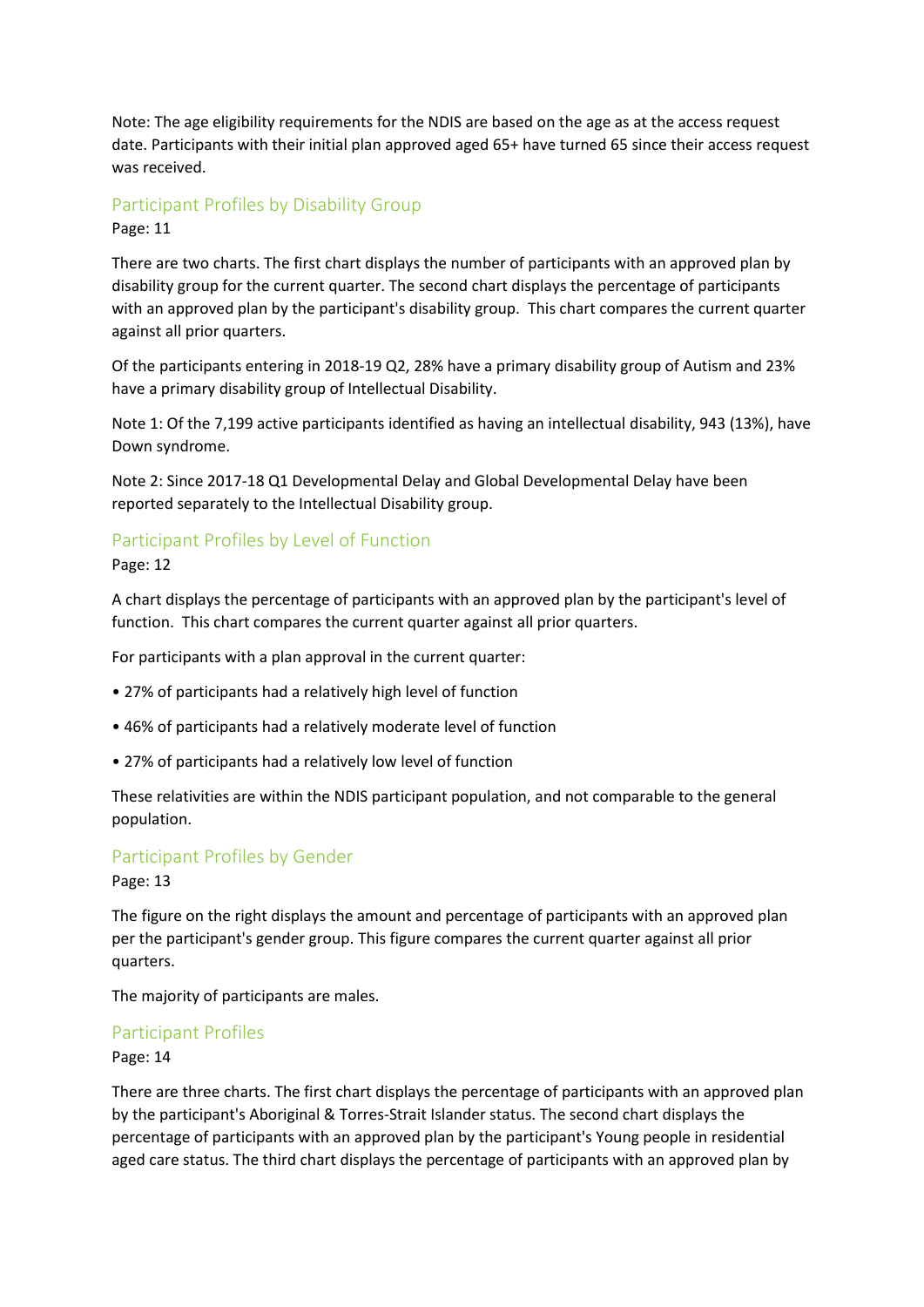Note: The age eligibility requirements for the NDIS are based on the age as at the access request date. Participants with their initial plan approved aged 65+ have turned 65 since their access request was received.

## Participant Profiles by Disability Group

Page: 11

There are two charts. The first chart displays the number of participants with an approved plan by disability group for the current quarter. The second chart displays the percentage of participants with an approved plan by the participant's disability group. This chart compares the current quarter against all prior quarters.

Of the participants entering in 2018-19 Q2, 28% have a primary disability group of Autism and 23% have a primary disability group of Intellectual Disability.

Note 1: Of the 7,199 active participants identified as having an intellectual disability, 943 (13%), have Down syndrome.

Note 2: Since 2017-18 Q1 Developmental Delay and Global Developmental Delay have been reported separately to the Intellectual Disability group.

## Participant Profiles by Level of Function

Page: 12

A chart displays the percentage of participants with an approved plan by the participant's level of function. This chart compares the current quarter against all prior quarters.

For participants with a plan approval in the current quarter:

- 27% of participants had a relatively high level of function
- 46% of participants had a relatively moderate level of function
- 27% of participants had a relatively low level of function

These relativities are within the NDIS participant population, and not comparable to the general population.

## Participant Profiles by Gender

Page: 13

The figure on the right displays the amount and percentage of participants with an approved plan per the participant's gender group. This figure compares the current quarter against all prior quarters.

The majority of participants are males.

## Participant Profiles

Page: 14

There are three charts. The first chart displays the percentage of participants with an approved plan by the participant's Aboriginal & Torres-Strait Islander status. The second chart displays the percentage of participants with an approved plan by the participant's Young people in residential aged care status. The third chart displays the percentage of participants with an approved plan by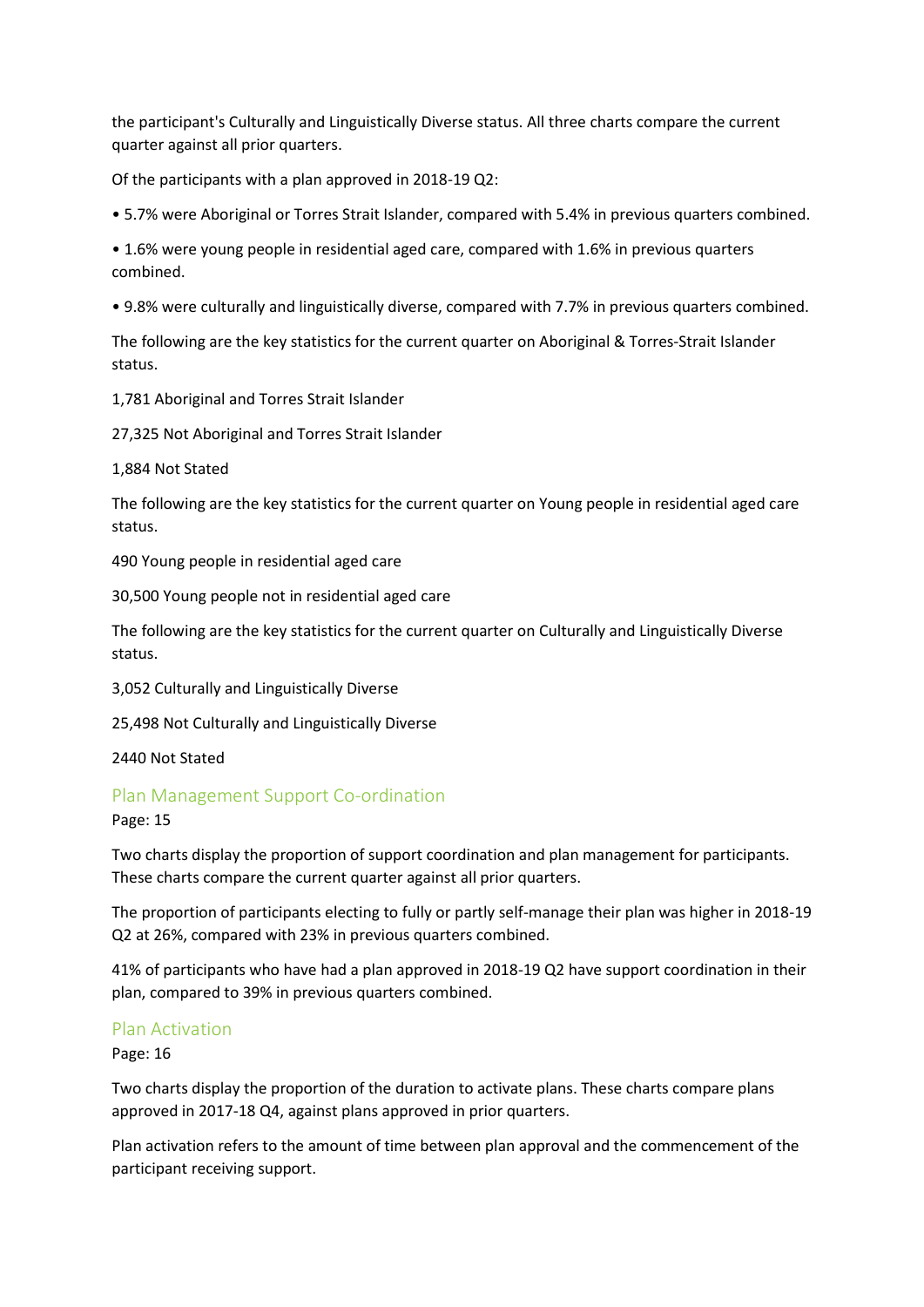the participant's Culturally and Linguistically Diverse status. All three charts compare the current quarter against all prior quarters.

Of the participants with a plan approved in 2018-19 Q2:

- 5.7% were Aboriginal or Torres Strait Islander, compared with 5.4% in previous quarters combined.
- 1.6% were young people in residential aged care, compared with 1.6% in previous quarters combined.
- 9.8% were culturally and linguistically diverse, compared with 7.7% in previous quarters combined.

The following are the key statistics for the current quarter on Aboriginal & Torres-Strait Islander status.

1,781 Aboriginal and Torres Strait Islander

27,325 Not Aboriginal and Torres Strait Islander

1,884 Not Stated

The following are the key statistics for the current quarter on Young people in residential aged care status.

490 Young people in residential aged care

30,500 Young people not in residential aged care

The following are the key statistics for the current quarter on Culturally and Linguistically Diverse status.

3,052 Culturally and Linguistically Diverse

25,498 Not Culturally and Linguistically Diverse

2440 Not Stated

## Plan Management Support Co-ordination

Page: 15

Two charts display the proportion of support coordination and plan management for participants. These charts compare the current quarter against all prior quarters.

The proportion of participants electing to fully or partly self-manage their plan was higher in 2018-19 Q2 at 26%, compared with 23% in previous quarters combined.

41% of participants who have had a plan approved in 2018-19 Q2 have support coordination in their plan, compared to 39% in previous quarters combined.

## Plan Activation

Page: 16

Two charts display the proportion of the duration to activate plans. These charts compare plans approved in 2017-18 Q4, against plans approved in prior quarters.

Plan activation refers to the amount of time between plan approval and the commencement of the participant receiving support.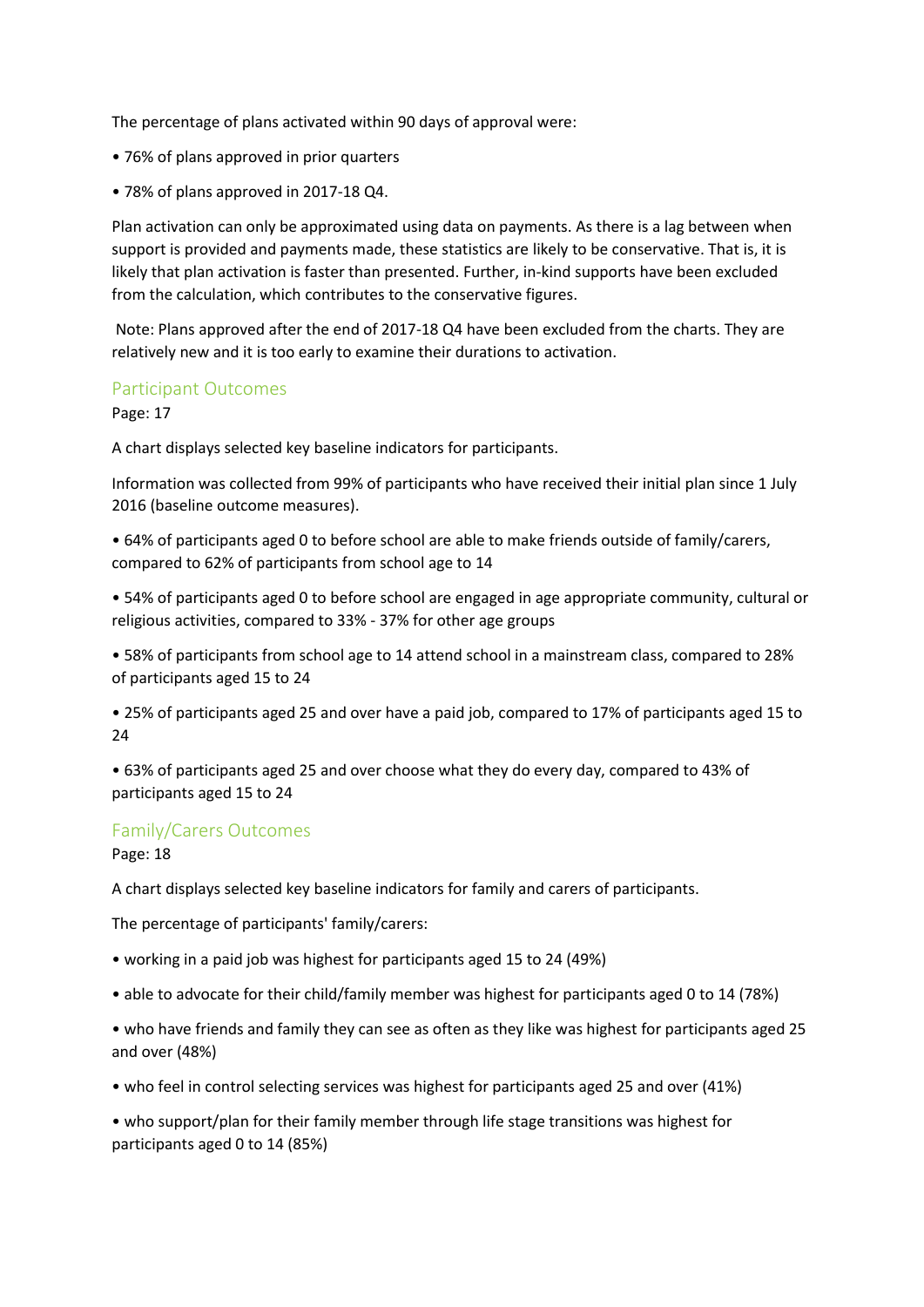The percentage of plans activated within 90 days of approval were:

- 76% of plans approved in prior quarters
- 78% of plans approved in 2017-18 Q4.

Plan activation can only be approximated using data on payments. As there is a lag between when support is provided and payments made, these statistics are likely to be conservative. That is, it is likely that plan activation is faster than presented. Further, in-kind supports have been excluded from the calculation, which contributes to the conservative figures.

Note: Plans approved after the end of 2017-18 Q4 have been excluded from the charts. They are relatively new and it is too early to examine their durations to activation.

## Participant Outcomes

Page: 17

A chart displays selected key baseline indicators for participants.

Information was collected from 99% of participants who have received their initial plan since 1 July 2016 (baseline outcome measures).

- 64% of participants aged 0 to before school are able to make friends outside of family/carers, compared to 62% of participants from school age to 14
- 54% of participants aged 0 to before school are engaged in age appropriate community, cultural or religious activities, compared to 33% - 37% for other age groups
- 58% of participants from school age to 14 attend school in a mainstream class, compared to 28% of participants aged 15 to 24
- 25% of participants aged 25 and over have a paid job, compared to 17% of participants aged 15 to 24
- 63% of participants aged 25 and over choose what they do every day, compared to 43% of participants aged 15 to 24

## Family/Carers Outcomes

Page: 18

A chart displays selected key baseline indicators for family and carers of participants.

The percentage of participants' family/carers:

- working in a paid job was highest for participants aged 15 to 24 (49%)
- able to advocate for their child/family member was highest for participants aged 0 to 14 (78%)
- who have friends and family they can see as often as they like was highest for participants aged 25 and over (48%)
- who feel in control selecting services was highest for participants aged 25 and over (41%)
- who support/plan for their family member through life stage transitions was highest for participants aged 0 to 14 (85%)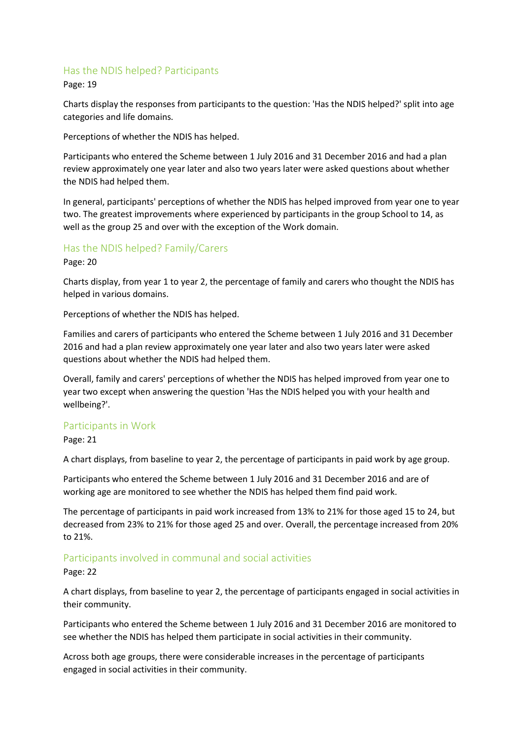## Has the NDIS helped? Participants

Page: 19

Charts display the responses from participants to the question: 'Has the NDIS helped?' split into age categories and life domains.

Perceptions of whether the NDIS has helped.

Participants who entered the Scheme between 1 July 2016 and 31 December 2016 and had a plan review approximately one year later and also two years later were asked questions about whether the NDIS had helped them.

In general, participants' perceptions of whether the NDIS has helped improved from year one to year two. The greatest improvements where experienced by participants in the group School to 14, as well as the group 25 and over with the exception of the Work domain.

## Has the NDIS helped? Family/Carers

Page: 20

Charts display, from year 1 to year 2, the percentage of family and carers who thought the NDIS has helped in various domains.

Perceptions of whether the NDIS has helped.

Families and carers of participants who entered the Scheme between 1 July 2016 and 31 December 2016 and had a plan review approximately one year later and also two years later were asked questions about whether the NDIS had helped them.

Overall, family and carers' perceptions of whether the NDIS has helped improved from year one to year two except when answering the question 'Has the NDIS helped you with your health and wellbeing?'.

## Participants in Work

Page: 21

A chart displays, from baseline to year 2, the percentage of participants in paid work by age group.

Participants who entered the Scheme between 1 July 2016 and 31 December 2016 and are of working age are monitored to see whether the NDIS has helped them find paid work.

The percentage of participants in paid work increased from 13% to 21% for those aged 15 to 24, but decreased from 23% to 21% for those aged 25 and over. Overall, the percentage increased from 20% to 21%.

## Participants involved in communal and social activities

Page: 22

A chart displays, from baseline to year 2, the percentage of participants engaged in social activities in their community.

Participants who entered the Scheme between 1 July 2016 and 31 December 2016 are monitored to see whether the NDIS has helped them participate in social activities in their community.

Across both age groups, there were considerable increases in the percentage of participants engaged in social activities in their community.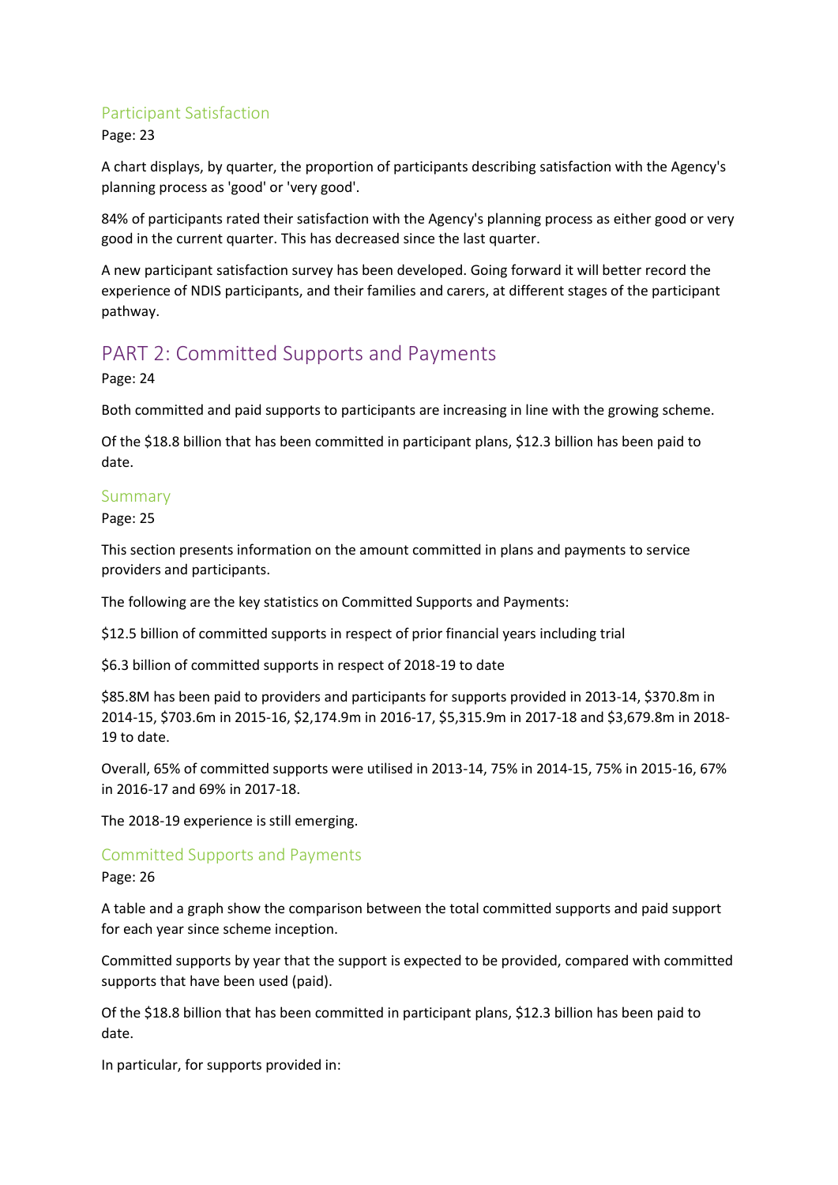### Participant Satisfaction

Page: 23

A chart displays, by quarter, the proportion of participants describing satisfaction with the Agency's planning process as 'good' or 'very good'.

84% of participants rated their satisfaction with the Agency's planning process as either good or very good in the current quarter. This has decreased since the last quarter.

A new participant satisfaction survey has been developed. Going forward it will better record the experience of NDIS participants, and their families and carers, at different stages of the participant pathway.

## PART 2: Committed Supports and Payments

Page: 24

Both committed and paid supports to participants are increasing in line with the growing scheme.

Of the $18.8 billion that has been committed in participant plans, $12.3 billion has been paid to date.

### Summary

Page: 25

This section presents information on the amount committed in plans and payments to service providers and participants.

The following are the key statistics on Committed Supports and Payments:

$12.5 billion of committed supports in respect of prior financial years including trial

$6.3 billion of committed supports in respect of 2018-19 to date

$85.8M has been paid to providers and participants for supports provided in 2013-14, $370.8m in 2014-15, $703.6m in 2015-16, $2,174.9m in 2016-17, $5,315.9m in 2017-18 and $3,679.8m in 2018-19 to date.

Overall, 65% of committed supports were utilised in 2013-14, 75% in 2014-15, 75% in 2015-16, 67% in 2016-17 and 69% in 2017-18.

The 2018-19 experience is still emerging.

### Committed Supports and Payments

Page: 26

A table and a graph show the comparison between the total committed supports and paid support for each year since scheme inception.

Committed supports by year that the support is expected to be provided, compared with committed supports that have been used (paid).

Of the $18.8 billion that has been committed in participant plans, $12.3 billion has been paid to date.

In particular, for supports provided in: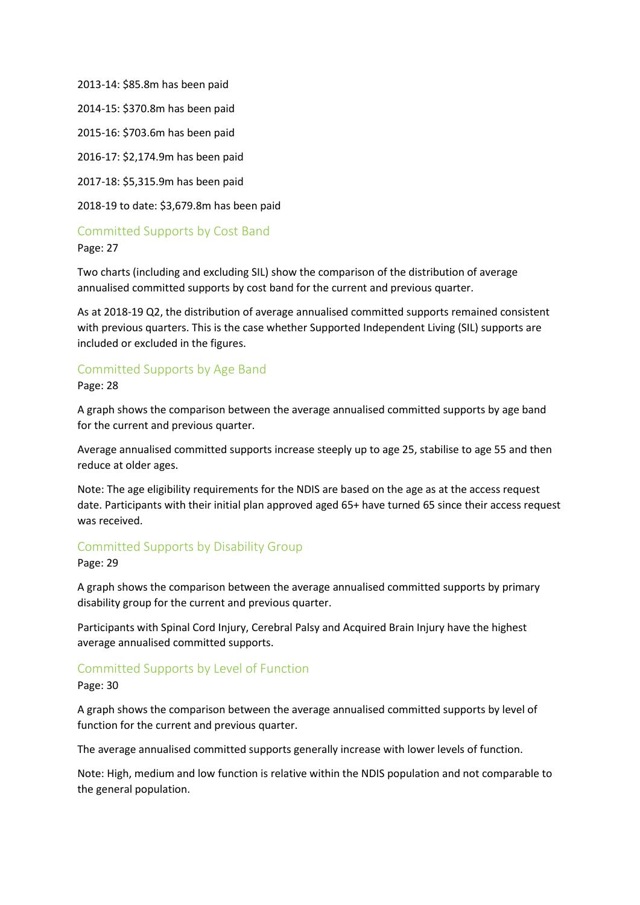2013-14: $85.8m has been paid

2014-15: $370.8m has been paid

2015-16: $703.6m has been paid

2016-17: $2,174.9m has been paid

2017-18: $5,315.9m has been paid

2018-19 to date: $3,679.8m has been paid

## Committed Supports by Cost Band

Page: 27

Two charts (including and excluding SIL) show the comparison of the distribution of average annualised committed supports by cost band for the current and previous quarter.

As at 2018-19 Q2, the distribution of average annualised committed supports remained consistent with previous quarters. This is the case whether Supported Independent Living (SIL) supports are included or excluded in the figures.

## Committed Supports by Age Band

Page: 28

A graph shows the comparison between the average annualised committed supports by age band for the current and previous quarter.

Average annualised committed supports increase steeply up to age 25, stabilise to age 55 and then reduce at older ages.

Note: The age eligibility requirements for the NDIS are based on the age as at the access request date. Participants with their initial plan approved aged 65+ have turned 65 since their access request was received.

## Committed Supports by Disability Group

Page: 29

A graph shows the comparison between the average annualised committed supports by primary disability group for the current and previous quarter.

Participants with Spinal Cord Injury, Cerebral Palsy and Acquired Brain Injury have the highest average annualised committed supports.

## Committed Supports by Level of Function

Page: 30

A graph shows the comparison between the average annualised committed supports by level of function for the current and previous quarter.

The average annualised committed supports generally increase with lower levels of function.

Note: High, medium and low function is relative within the NDIS population and not comparable to the general population.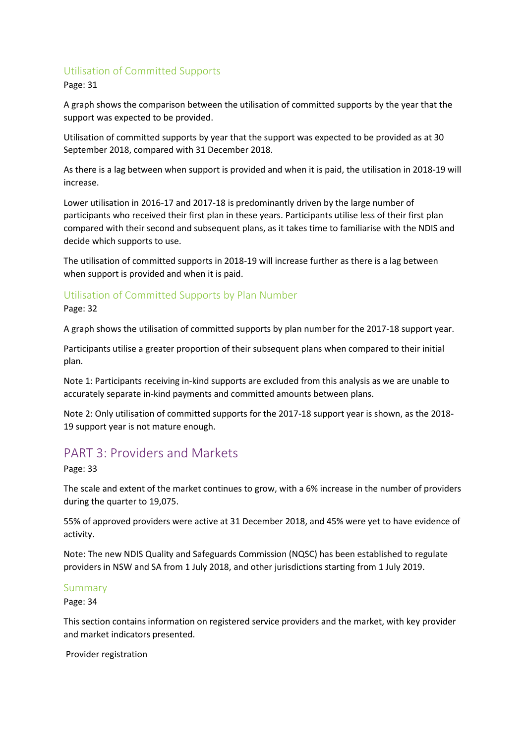## Utilisation of Committed Supports

Page: 31

A graph shows the comparison between the utilisation of committed supports by the year that the support was expected to be provided.

Utilisation of committed supports by year that the support was expected to be provided as at 30 September 2018, compared with 31 December 2018.

As there is a lag between when support is provided and when it is paid, the utilisation in 2018-19 will increase.

Lower utilisation in 2016-17 and 2017-18 is predominantly driven by the large number of participants who received their first plan in these years. Participants utilise less of their first plan compared with their second and subsequent plans, as it takes time to familiarise with the NDIS and decide which supports to use.

The utilisation of committed supports in 2018-19 will increase further as there is a lag between when support is provided and when it is paid.

## Utilisation of Committed Supports by Plan Number

Page: 32

A graph shows the utilisation of committed supports by plan number for the 2017-18 support year.

Participants utilise a greater proportion of their subsequent plans when compared to their initial plan.

Note 1: Participants receiving in-kind supports are excluded from this analysis as we are unable to accurately separate in-kind payments and committed amounts between plans.

Note 2: Only utilisation of committed supports for the 2017-18 support year is shown, as the 2018-19 support year is not mature enough.

# PART 3: Providers and Markets

Page: 33

The scale and extent of the market continues to grow, with a 6% increase in the number of providers during the quarter to 19,075.

55% of approved providers were active at 31 December 2018, and 45% were yet to have evidence of activity.

Note: The new NDIS Quality and Safeguards Commission (NQSC) has been established to regulate providers in NSW and SA from 1 July 2018, and other jurisdictions starting from 1 July 2019.

## Summary

Page: 34

This section contains information on registered service providers and the market, with key provider and market indicators presented.

Provider registration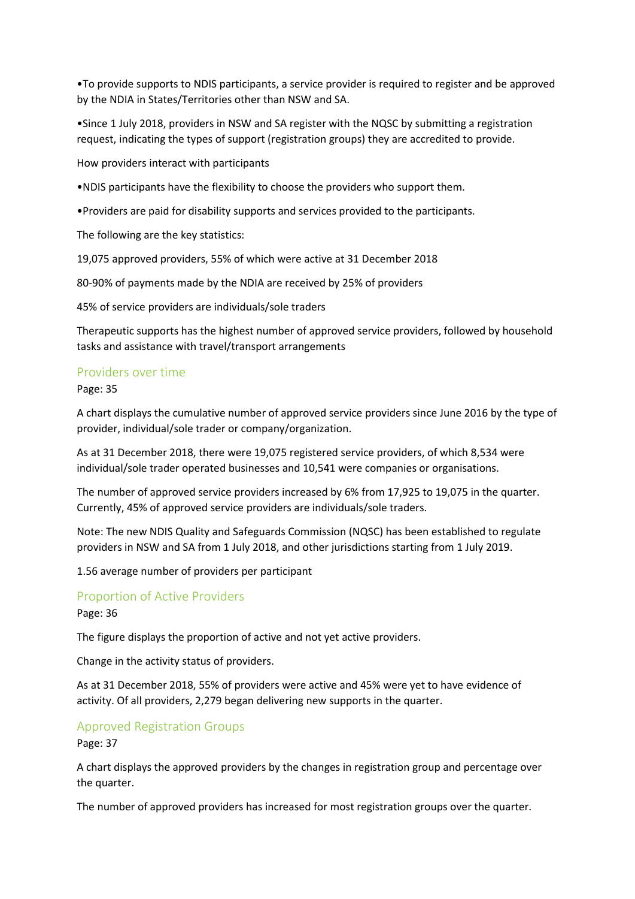- To provide supports to NDIS participants, a service provider is required to register and be approved by the NDIA in States/Territories other than NSW and SA.
- Since 1 July 2018, providers in NSW and SA register with the NQSC by submitting a registration request, indicating the types of support (registration groups) they are accredited to provide.

How providers interact with participants

- NDIS participants have the flexibility to choose the providers who support them.
- Providers are paid for disability supports and services provided to the participants.

The following are the key statistics:

19,075 approved providers, 55% of which were active at 31 December 2018

80-90% of payments made by the NDIA are received by 25% of providers

45% of service providers are individuals/sole traders

Therapeutic supports has the highest number of approved service providers, followed by household tasks and assistance with travel/transport arrangements

## Providers over time

Page: 35

A chart displays the cumulative number of approved service providers since June 2016 by the type of provider, individual/sole trader or company/organization.

As at 31 December 2018, there were 19,075 registered service providers, of which 8,534 were individual/sole trader operated businesses and 10,541 were companies or organisations.

The number of approved service providers increased by 6% from 17,925 to 19,075 in the quarter. Currently, 45% of approved service providers are individuals/sole traders.

Note: The new NDIS Quality and Safeguards Commission (NQSC) has been established to regulate providers in NSW and SA from 1 July 2018, and other jurisdictions starting from 1 July 2019.

1.56 average number of providers per participant

## Proportion of Active Providers

Page: 36

The figure displays the proportion of active and not yet active providers.

Change in the activity status of providers.

As at 31 December 2018, 55% of providers were active and 45% were yet to have evidence of activity. Of all providers, 2,279 began delivering new supports in the quarter.

## Approved Registration Groups

Page: 37

A chart displays the approved providers by the changes in registration group and percentage over the quarter.

The number of approved providers has increased for most registration groups over the quarter.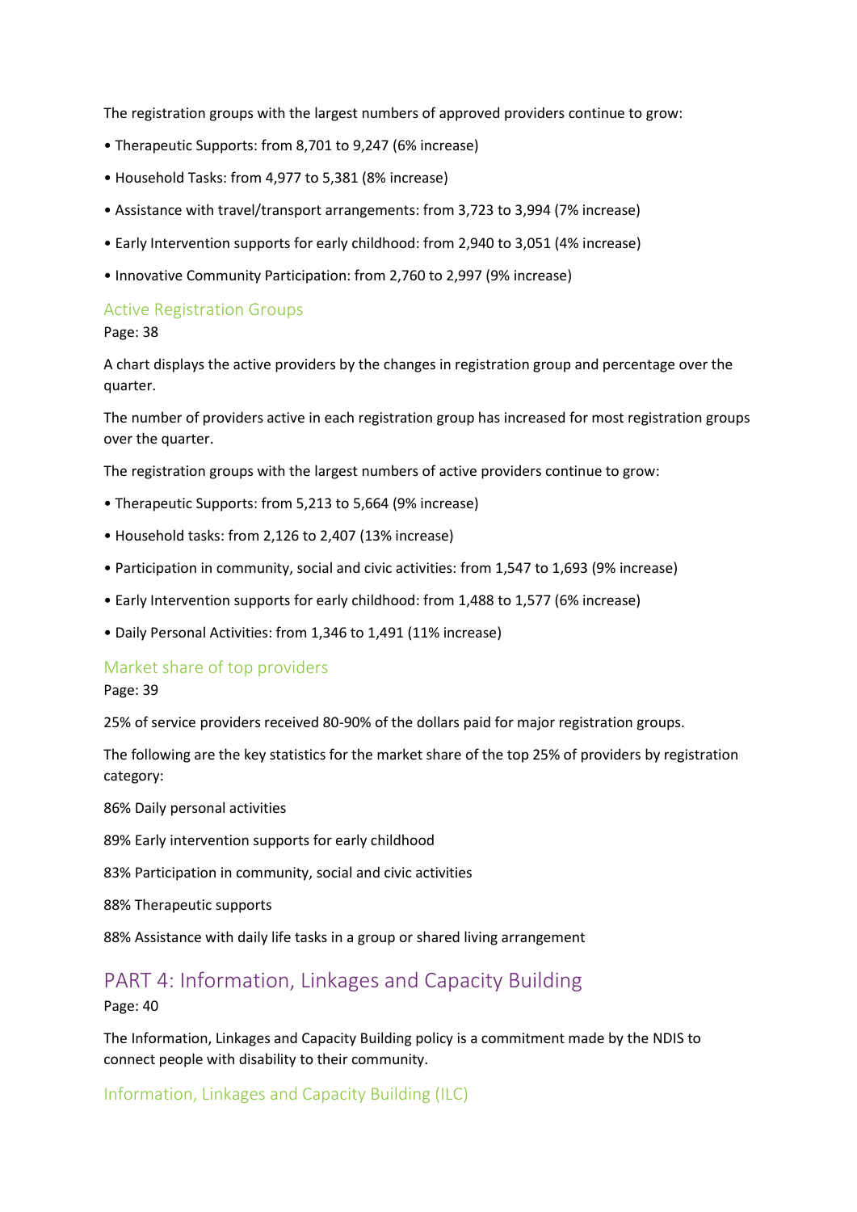The registration groups with the largest numbers of approved providers continue to grow:

- Therapeutic Supports: from 8,701 to 9,247 (6% increase)
- Household Tasks: from 4,977 to 5,381 (8% increase)
- Assistance with travel/transport arrangements: from 3,723 to 3,994 (7% increase)
- Early Intervention supports for early childhood: from 2,940 to 3,051 (4% increase)
- Innovative Community Participation: from 2,760 to 2,997 (9% increase)

### Active Registration Groups

Page: 38

A chart displays the active providers by the changes in registration group and percentage over the quarter.

The number of providers active in each registration group has increased for most registration groups over the quarter.

The registration groups with the largest numbers of active providers continue to grow:

- Therapeutic Supports: from 5,213 to 5,664 (9% increase)
- Household tasks: from 2,126 to 2,407 (13% increase)
- Participation in community, social and civic activities: from 1,547 to 1,693 (9% increase)
- Early Intervention supports for early childhood: from 1,488 to 1,577 (6% increase)
- Daily Personal Activities: from 1,346 to 1,491 (11% increase)

### Market share of top providers

Page: 39

25% of service providers received 80-90% of the dollars paid for major registration groups.

The following are the key statistics for the market share of the top 25% of providers by registration category:

86% Daily personal activities

89% Early intervention supports for early childhood

83% Participation in community, social and civic activities

88% Therapeutic supports

88% Assistance with daily life tasks in a group or shared living arrangement

## PART 4: Information, Linkages and Capacity Building

Page: 40

The Information, Linkages and Capacity Building policy is a commitment made by the NDIS to connect people with disability to their community.

### Information, Linkages and Capacity Building (ILC)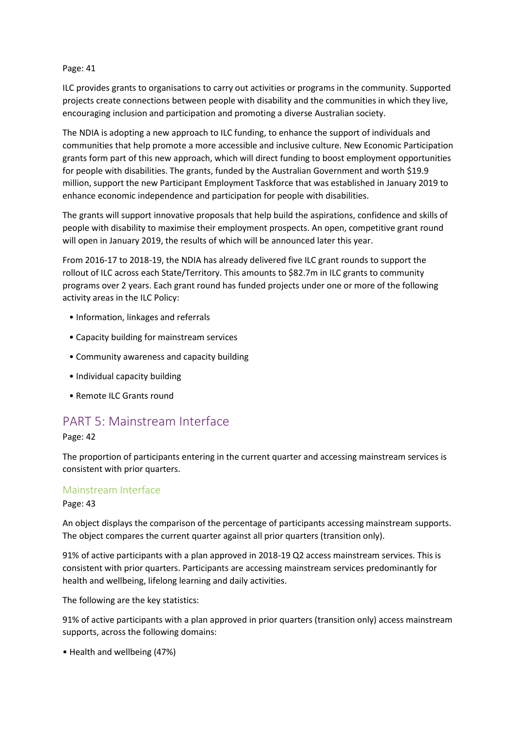Page: 41

ILC provides grants to organisations to carry out activities or programs in the community. Supported projects create connections between people with disability and the communities in which they live, encouraging inclusion and participation and promoting a diverse Australian society.

The NDIA is adopting a new approach to ILC funding, to enhance the support of individuals and communities that help promote a more accessible and inclusive culture. New Economic Participation grants form part of this new approach, which will direct funding to boost employment opportunities for people with disabilities. The grants, funded by the Australian Government and worth $19.9 million, support the new Participant Employment Taskforce that was established in January 2019 to enhance economic independence and participation for people with disabilities.

The grants will support innovative proposals that help build the aspirations, confidence and skills of people with disability to maximise their employment prospects. An open, competitive grant round will open in January 2019, the results of which will be announced later this year.

From 2016-17 to 2018-19, the NDIA has already delivered five ILC grant rounds to support the rollout of ILC across each State/Territory. This amounts to $82.7m in ILC grants to community programs over 2 years. Each grant round has funded projects under one or more of the following activity areas in the ILC Policy:

- Information, linkages and referrals
- Capacity building for mainstream services
- Community awareness and capacity building
- Individual capacity building
- Remote ILC Grants round

## PART 5: Mainstream Interface

Page: 42

The proportion of participants entering in the current quarter and accessing mainstream services is consistent with prior quarters.

### Mainstream Interface

Page: 43

An object displays the comparison of the percentage of participants accessing mainstream supports. The object compares the current quarter against all prior quarters (transition only).

91% of active participants with a plan approved in 2018-19 Q2 access mainstream services. This is consistent with prior quarters. Participants are accessing mainstream services predominantly for health and wellbeing, lifelong learning and daily activities.

The following are the key statistics:

91% of active participants with a plan approved in prior quarters (transition only) access mainstream supports, across the following domains:

- Health and wellbeing (47%)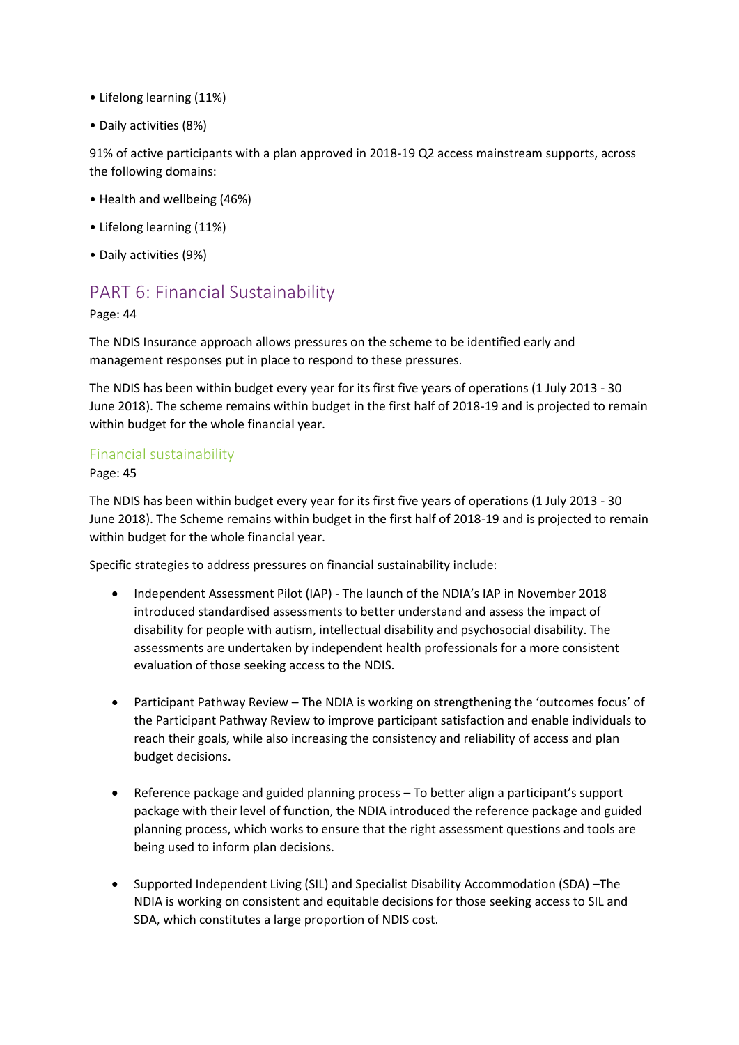• Lifelong learning (11%)

• Daily activities (8%)

91% of active participants with a plan approved in 2018-19 Q2 access mainstream supports, across the following domains:

• Health and wellbeing (46%)

• Lifelong learning (11%)

• Daily activities (9%)

# PART 6: Financial Sustainability

Page: 44

The NDIS Insurance approach allows pressures on the scheme to be identified early and management responses put in place to respond to these pressures.

The NDIS has been within budget every year for its first five years of operations (1 July 2013 - 30 June 2018). The scheme remains within budget in the first half of 2018-19 and is projected to remain within budget for the whole financial year.

## Financial sustainability

Page: 45

The NDIS has been within budget every year for its first five years of operations (1 July 2013 - 30 June 2018). The Scheme remains within budget in the first half of 2018-19 and is projected to remain within budget for the whole financial year.

Specific strategies to address pressures on financial sustainability include:

- Independent Assessment Pilot (IAP) - The launch of the NDIA's IAP in November 2018 introduced standardised assessments to better understand and assess the impact of disability for people with autism, intellectual disability and psychosocial disability. The assessments are undertaken by independent health professionals for a more consistent evaluation of those seeking access to the NDIS.

- Participant Pathway Review – The NDIA is working on strengthening the 'outcomes focus' of the Participant Pathway Review to improve participant satisfaction and enable individuals to reach their goals, while also increasing the consistency and reliability of access and plan budget decisions.

- Reference package and guided planning process – To better align a participant's support package with their level of function, the NDIA introduced the reference package and guided planning process, which works to ensure that the right assessment questions and tools are being used to inform plan decisions.

- Supported Independent Living (SIL) and Specialist Disability Accommodation (SDA) –The NDIA is working on consistent and equitable decisions for those seeking access to SIL and SDA, which constitutes a large proportion of NDIS cost.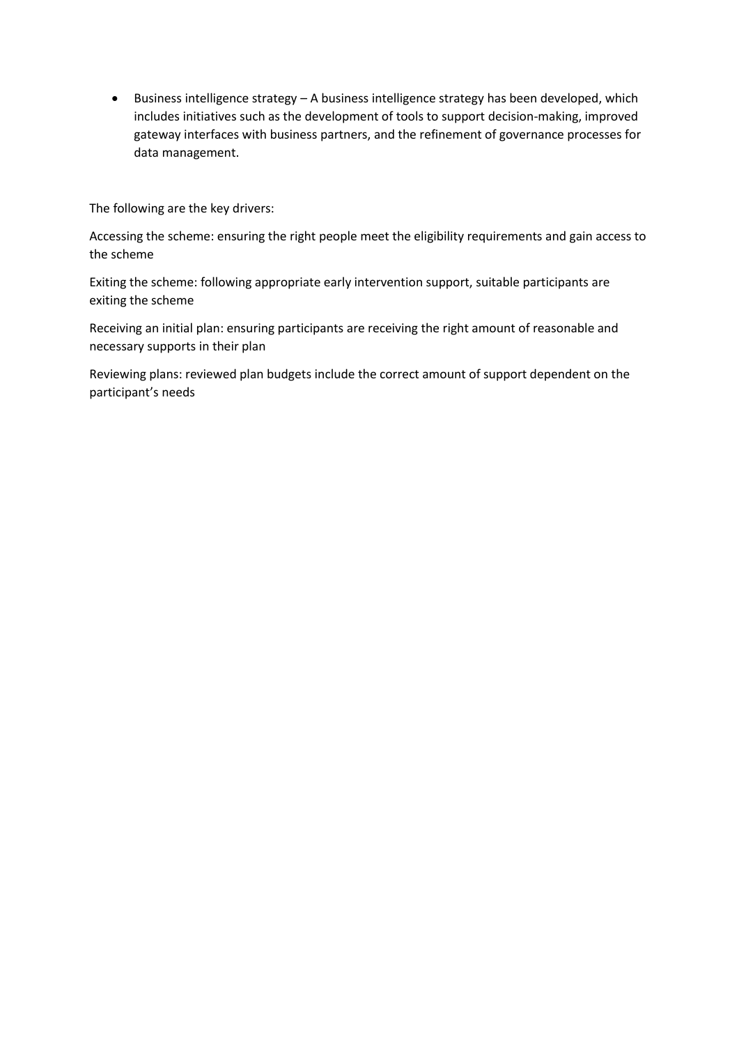- Business intelligence strategy – A business intelligence strategy has been developed, which includes initiatives such as the development of tools to support decision-making, improved gateway interfaces with business partners, and the refinement of governance processes for data management.

The following are the key drivers:

Accessing the scheme: ensuring the right people meet the eligibility requirements and gain access to the scheme

Exiting the scheme: following appropriate early intervention support, suitable participants are exiting the scheme

Receiving an initial plan: ensuring participants are receiving the right amount of reasonable and necessary supports in their plan

Reviewing plans: reviewed plan budgets include the correct amount of support dependent on the participant's needs